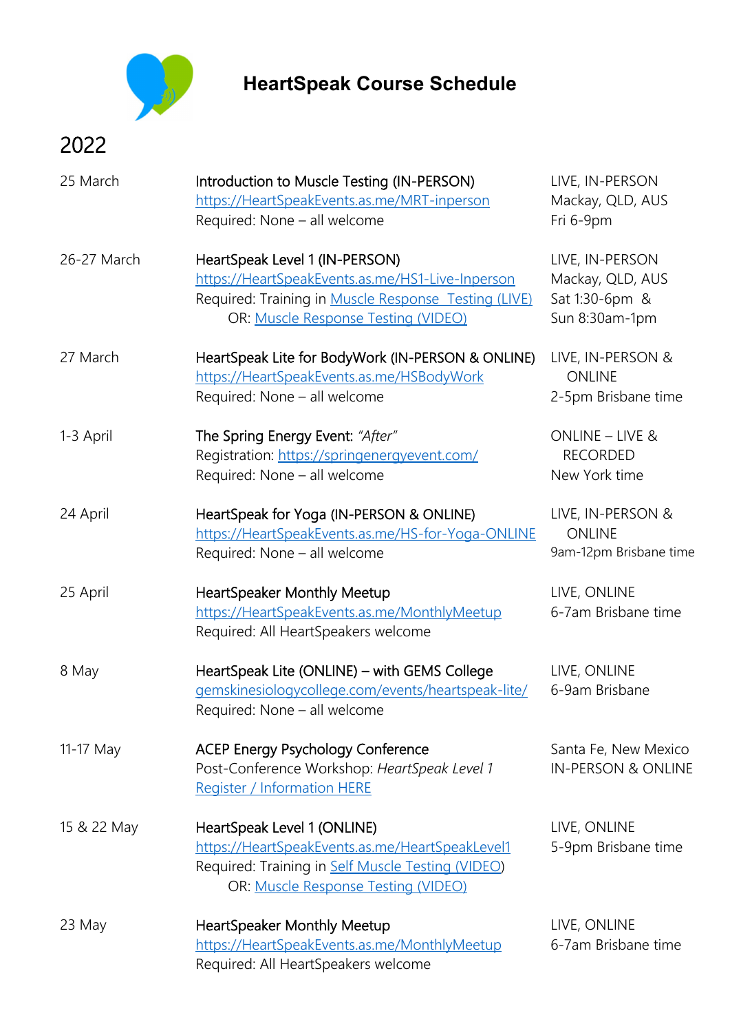# HeartSpeak Course Schedule

## 2022

| Date | Event | Details |
| --- | --- | --- |
| 25 March | Introduction to Muscle Testing (IN-PERSON)<br>https://HeartSpeakEvents.as.me/MRT-inperson<br>Required: None – all welcome | LIVE, IN-PERSON<br>Mackay, QLD, AUS<br>Fri 6-9pm |
| 26-27 March | HeartSpeak Level 1 (IN-PERSON)<br>https://HeartSpeakEvents.as.me/HS1-Live-Inperson<br>Required: Training in Muscle Response Testing (LIVE)<br>OR: Muscle Response Testing (VIDEO) | LIVE, IN-PERSON<br>Mackay, QLD, AUS<br>Sat 1:30-6pm &<br>Sun 8:30am-1pm |
| 27 March | HeartSpeak Lite for BodyWork (IN-PERSON & ONLINE)<br>https://HeartSpeakEvents.as.me/HSBodyWork<br>Required: None – all welcome | LIVE, IN-PERSON & ONLINE<br>2-5pm Brisbane time |
| 1-3 April | The Spring Energy Event: *"After"*<br>Registration: https://springenergyevent.com/<br>Required: None – all welcome | ONLINE – LIVE & RECORDED<br>New York time |
| 24 April | HeartSpeak for Yoga (IN-PERSON & ONLINE)<br>https://HeartSpeakEvents.as.me/HS-for-Yoga-ONLINE<br>Required: None – all welcome | LIVE, IN-PERSON & ONLINE<br>9am-12pm Brisbane time |
| 25 April | HeartSpeaker Monthly Meetup<br>https://HeartSpeakEvents.as.me/MonthlyMeetup<br>Required: All HeartSpeakers welcome | LIVE, ONLINE<br>6-7am Brisbane time |
| 8 May | HeartSpeak Lite (ONLINE) – with GEMS College<br>gemskinesiologycollege.com/events/heartspeak-lite/<br>Required: None – all welcome | LIVE, ONLINE<br>6-9am Brisbane |
| 11-17 May | ACEP Energy Psychology Conference<br>Post-Conference Workshop: *HeartSpeak Level 1*<br>Register / Information HERE | Santa Fe, New Mexico<br>IN-PERSON & ONLINE |
| 15 & 22 May | HeartSpeak Level 1 (ONLINE)<br>https://HeartSpeakEvents.as.me/HeartSpeakLevel1<br>Required: Training in Self Muscle Testing (VIDEO)<br>OR: Muscle Response Testing (VIDEO) | LIVE, ONLINE<br>5-9pm Brisbane time |
| 23 May | HeartSpeaker Monthly Meetup<br>https://HeartSpeakEvents.as.me/MonthlyMeetup<br>Required: All HeartSpeakers welcome | LIVE, ONLINE<br>6-7am Brisbane time |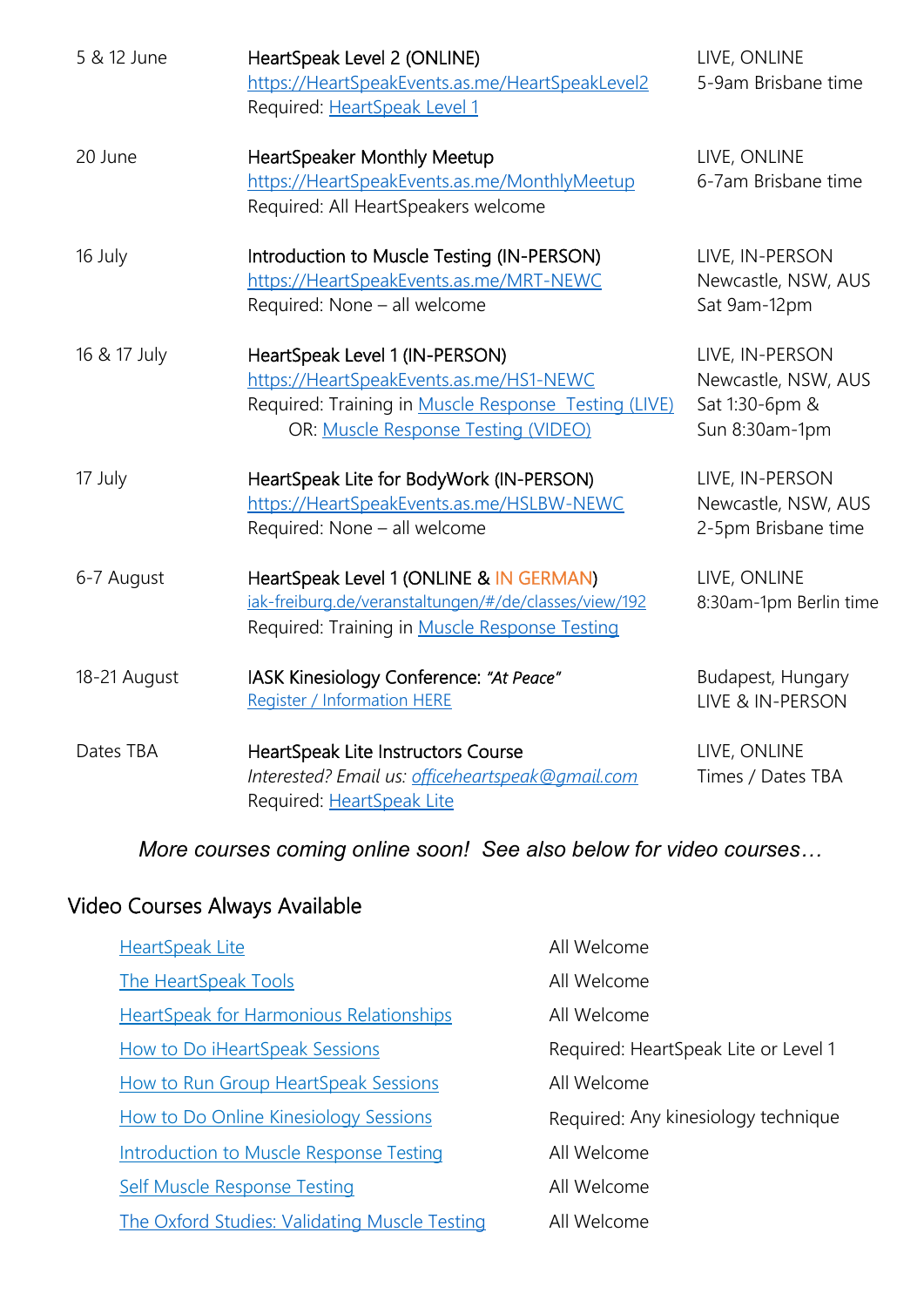| | | |
|---|---|---|
| 5 & 12 June | HeartSpeak Level 2 (ONLINE)<br>https://HeartSpeakEvents.as.me/HeartSpeakLevel2<br>Required: HeartSpeak Level 1 | LIVE, ONLINE<br>5-9am Brisbane time |
| 20 June | HeartSpeaker Monthly Meetup<br>https://HeartSpeakEvents.as.me/MonthlyMeetup<br>Required: All HeartSpeakers welcome | LIVE, ONLINE<br>6-7am Brisbane time |
| 16 July | Introduction to Muscle Testing (IN-PERSON)<br>https://HeartSpeakEvents.as.me/MRT-NEWC<br>Required: None – all welcome | LIVE, IN-PERSON<br>Newcastle, NSW, AUS<br>Sat 9am-12pm |
| 16 & 17 July | HeartSpeak Level 1 (IN-PERSON)<br>https://HeartSpeakEvents.as.me/HS1-NEWC<br>Required: Training in Muscle Response Testing (LIVE)<br>OR: Muscle Response Testing (VIDEO) | LIVE, IN-PERSON<br>Newcastle, NSW, AUS<br>Sat 1:30-6pm &<br>Sun 8:30am-1pm |
| 17 July | HeartSpeak Lite for BodyWork (IN-PERSON)<br>https://HeartSpeakEvents.as.me/HSLBW-NEWC<br>Required: None – all welcome | LIVE, IN-PERSON<br>Newcastle, NSW, AUS<br>2-5pm Brisbane time |
| 6-7 August | HeartSpeak Level 1 (ONLINE & IN GERMAN)<br>iak-freiburg.de/veranstaltungen/#/de/classes/view/192<br>Required: Training in Muscle Response Testing | LIVE, ONLINE<br>8:30am-1pm Berlin time |
| 18-21 August | IASK Kinesiology Conference: *"At Peace"*<br>Register / Information HERE | Budapest, Hungary<br>LIVE & IN-PERSON |
| Dates TBA | HeartSpeak Lite Instructors Course<br>*Interested? Email us: officeheartspeak@gmail.com*<br>Required: HeartSpeak Lite | LIVE, ONLINE<br>Times / Dates TBA |

*More courses coming online soon! See also below for video courses…*

## Video Courses Always Available

| | |
|---|---|
| HeartSpeak Lite | All Welcome |
| The HeartSpeak Tools | All Welcome |
| HeartSpeak for Harmonious Relationships | All Welcome |
| How to Do iHeartSpeak Sessions | Required: HeartSpeak Lite or Level 1 |
| How to Run Group HeartSpeak Sessions | All Welcome |
| How to Do Online Kinesiology Sessions | Required: Any kinesiology technique |
| Introduction to Muscle Response Testing | All Welcome |
| Self Muscle Response Testing | All Welcome |
| The Oxford Studies: Validating Muscle Testing | All Welcome |